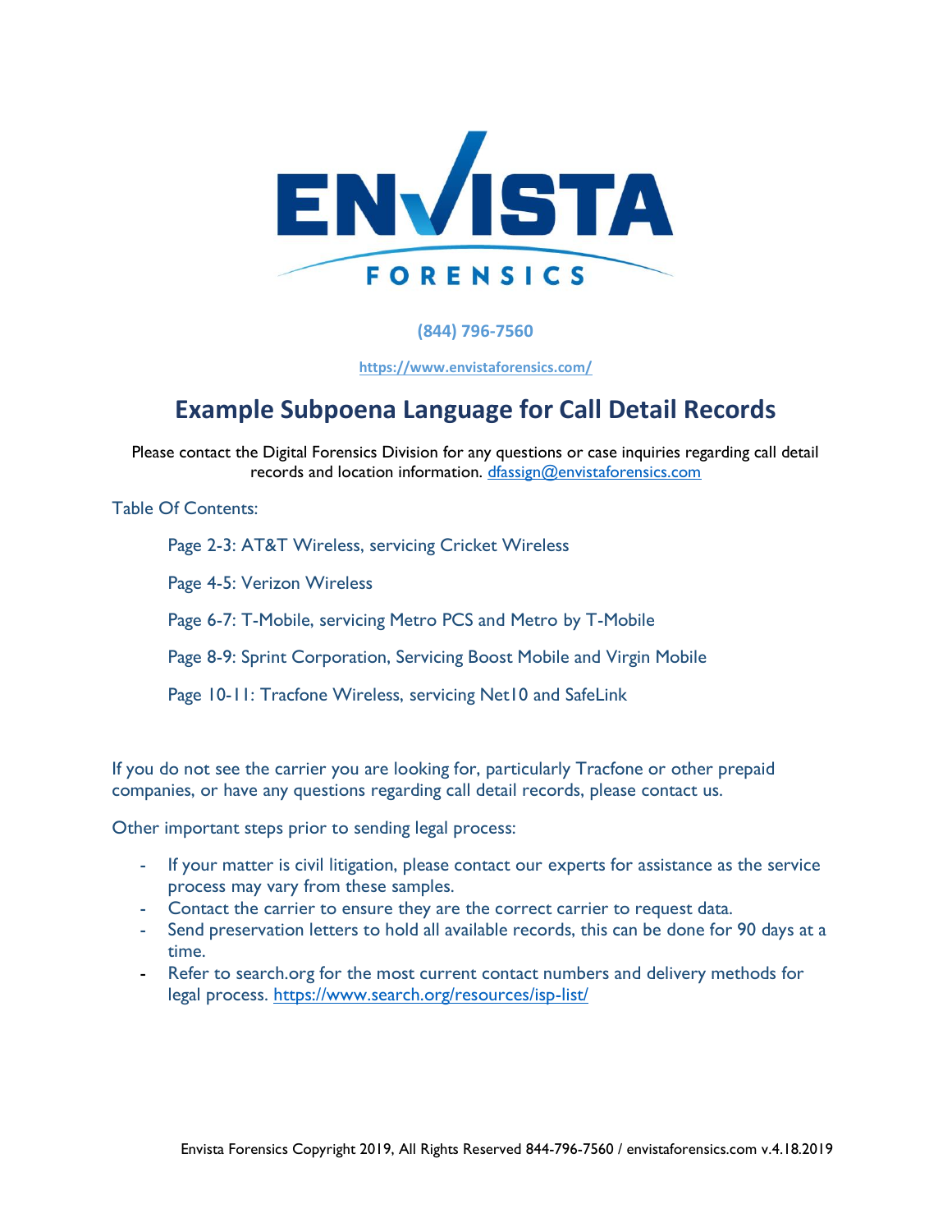ENVISTA FORENSICS

**(844) 796-7560**

https://www.envistaforensics.com/

# Example Subpoena Language for Call Detail Records

Please contact the Digital Forensics Division for any questions or case inquiries regarding call detail records and location information. dfassign@envistaforensics.com

Table Of Contents:

- Page 2-3: AT&T Wireless, servicing Cricket Wireless
- Page 4-5: Verizon Wireless
- Page 6-7: T-Mobile, servicing Metro PCS and Metro by T-Mobile
- Page 8-9: Sprint Corporation, Servicing Boost Mobile and Virgin Mobile
- Page 10-11: Tracfone Wireless, servicing Net10 and SafeLink

If you do not see the carrier you are looking for, particularly Tracfone or other prepaid companies, or have any questions regarding call detail records, please contact us.

Other important steps prior to sending legal process:

- If your matter is civil litigation, please contact our experts for assistance as the service process may vary from these samples.
- Contact the carrier to ensure they are the correct carrier to request data.
- Send preservation letters to hold all available records, this can be done for 90 days at a time.
- Refer to search.org for the most current contact numbers and delivery methods for legal process. https://www.search.org/resources/isp-list/

Envista Forensics Copyright 2019, All Rights Reserved 844-796-7560 / envistaforensics.com v.4.18.2019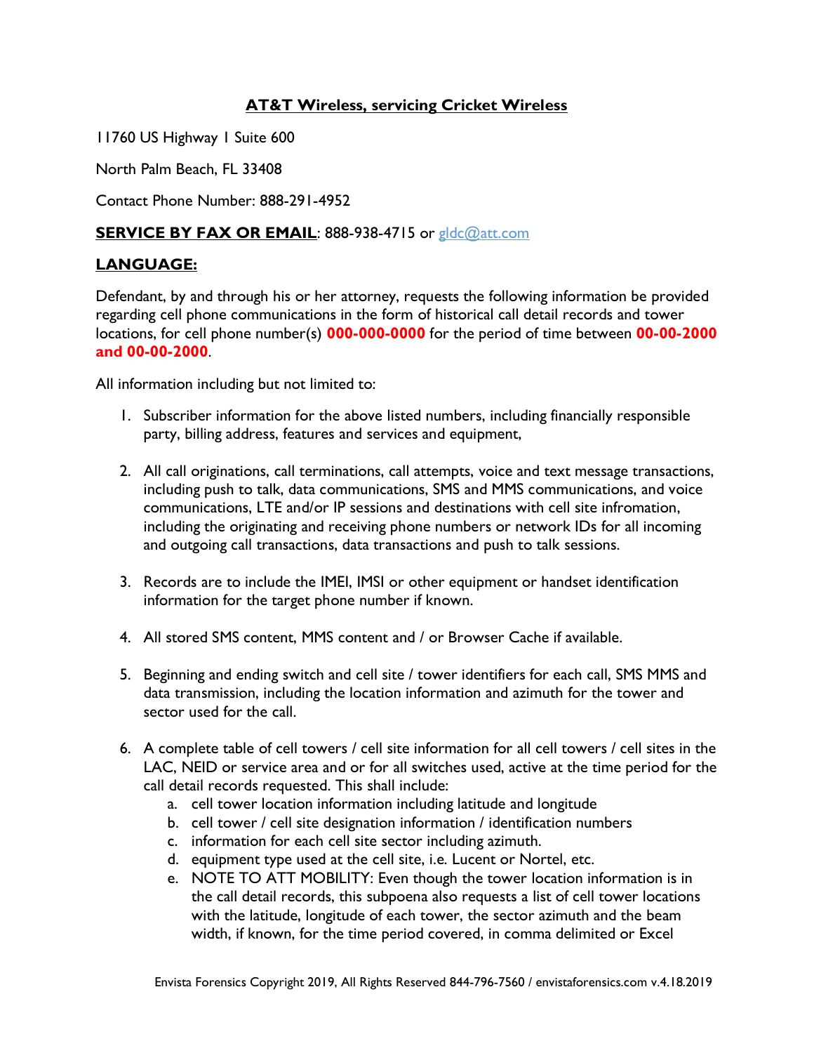**AT&T Wireless, servicing Cricket Wireless**

11760 US Highway 1 Suite 600

North Palm Beach, FL 33408

Contact Phone Number: 888-291-4952

**SERVICE BY FAX OR EMAIL**: 888-938-4715 or gldc@att.com

**LANGUAGE:**

Defendant, by and through his or her attorney, requests the following information be provided regarding cell phone communications in the form of historical call detail records and tower locations, for cell phone number(s) **000-000-0000** for the period of time between **00-00-2000 and 00-00-2000**.

All information including but not limited to:

1. Subscriber information for the above listed numbers, including financially responsible party, billing address, features and services and equipment,

2. All call originations, call terminations, call attempts, voice and text message transactions, including push to talk, data communications, SMS and MMS communications, and voice communications, LTE and/or IP sessions and destinations with cell site infromation, including the originating and receiving phone numbers or network IDs for all incoming and outgoing call transactions, data transactions and push to talk sessions.

3. Records are to include the IMEI, IMSI or other equipment or handset identification information for the target phone number if known.

4. All stored SMS content, MMS content and / or Browser Cache if available.

5. Beginning and ending switch and cell site / tower identifiers for each call, SMS MMS and data transmission, including the location information and azimuth for the tower and sector used for the call.

6. A complete table of cell towers / cell site information for all cell towers / cell sites in the LAC, NEID or service area and or for all switches used, active at the time period for the call detail records requested. This shall include:
   a. cell tower location information including latitude and longitude
   b. cell tower / cell site designation information / identification numbers
   c. information for each cell site sector including azimuth.
   d. equipment type used at the cell site, i.e. Lucent or Nortel, etc.
   e. NOTE TO ATT MOBILITY: Even though the tower location information is in the call detail records, this subpoena also requests a list of cell tower locations with the latitude, longitude of each tower, the sector azimuth and the beam width, if known, for the time period covered, in comma delimited or Excel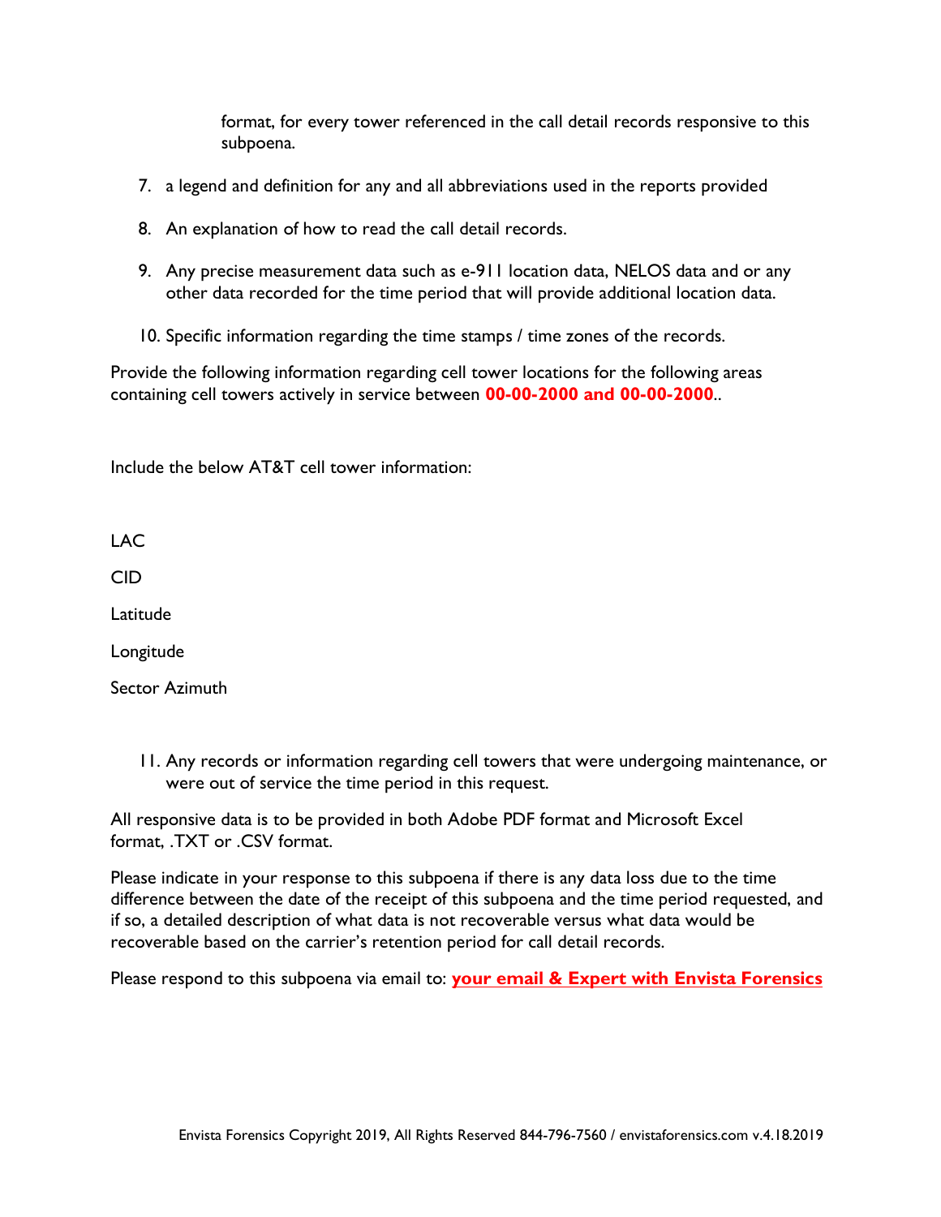format, for every tower referenced in the call detail records responsive to this subpoena.

7. a legend and definition for any and all abbreviations used in the reports provided

8. An explanation of how to read the call detail records.

9. Any precise measurement data such as e-911 location data, NELOS data and or any other data recorded for the time period that will provide additional location data.

10. Specific information regarding the time stamps / time zones of the records.

Provide the following information regarding cell tower locations for the following areas containing cell towers actively in service between **00-00-2000 and 00-00-2000**..

Include the below AT&T cell tower information:

LAC

CID

Latitude

Longitude

Sector Azimuth

11. Any records or information regarding cell towers that were undergoing maintenance, or were out of service the time period in this request.

All responsive data is to be provided in both Adobe PDF format and Microsoft Excel format, .TXT or .CSV format.

Please indicate in your response to this subpoena if there is any data loss due to the time difference between the date of the receipt of this subpoena and the time period requested, and if so, a detailed description of what data is not recoverable versus what data would be recoverable based on the carrier's retention period for call detail records.

Please respond to this subpoena via email to: **your email & Expert with Envista Forensics**

Envista Forensics Copyright 2019, All Rights Reserved 844-796-7560 / envistaforensics.com v.4.18.2019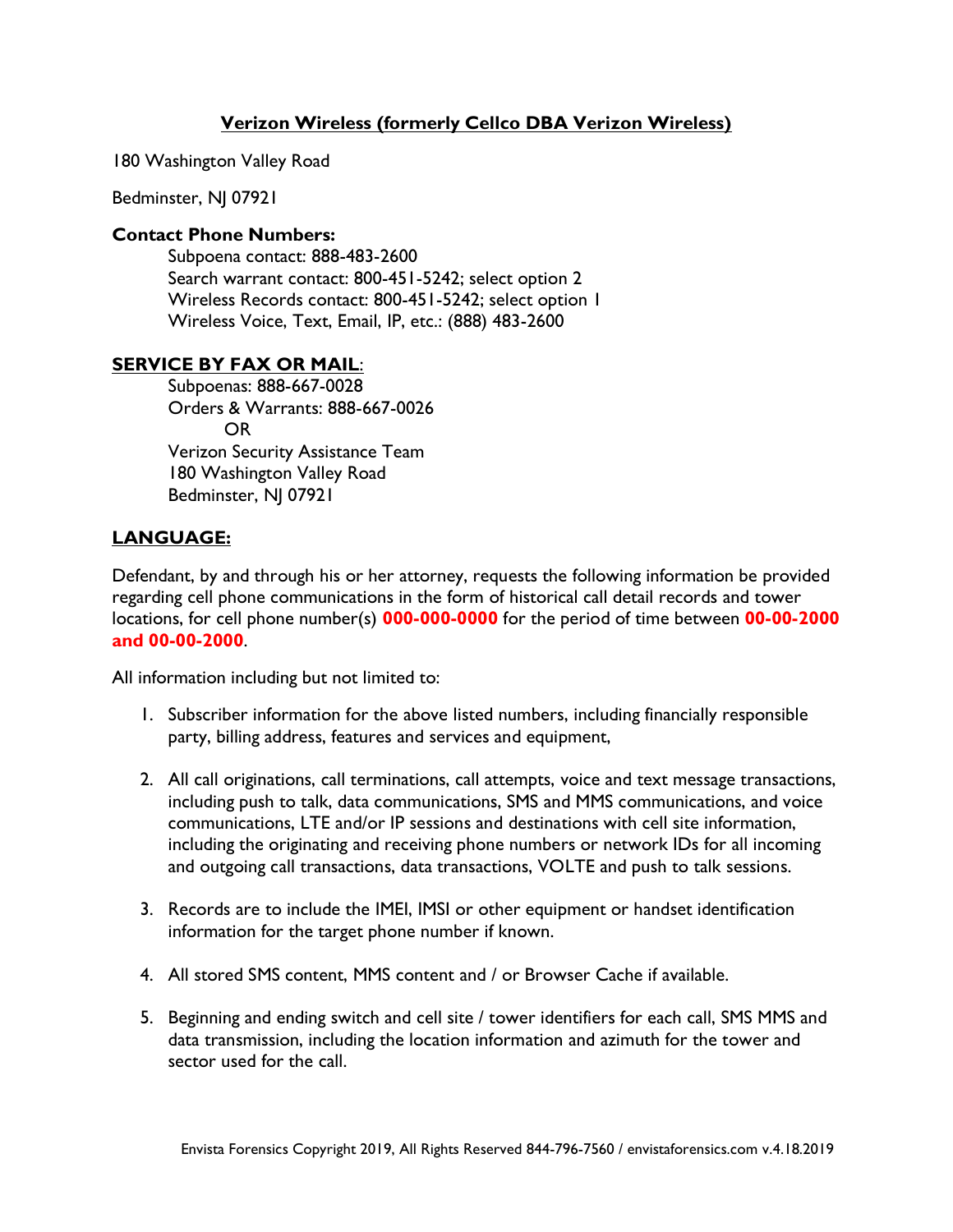## Verizon Wireless (formerly Cellco DBA Verizon Wireless)

180 Washington Valley Road

Bedminster, NJ 07921

**Contact Phone Numbers:**

Subpoena contact: 888-483-2600
Search warrant contact: 800-451-5242; select option 2
Wireless Records contact: 800-451-5242; select option 1
Wireless Voice, Text, Email, IP, etc.: (888) 483-2600

**SERVICE BY FAX OR MAIL**:

Subpoenas: 888-667-0028
Orders & Warrants: 888-667-0026
OR
Verizon Security Assistance Team
180 Washington Valley Road
Bedminster, NJ 07921

**LANGUAGE:**

Defendant, by and through his or her attorney, requests the following information be provided regarding cell phone communications in the form of historical call detail records and tower locations, for cell phone number(s) **000-000-0000** for the period of time between **00-00-2000 and 00-00-2000**.

All information including but not limited to:

1. Subscriber information for the above listed numbers, including financially responsible party, billing address, features and services and equipment,

2. All call originations, call terminations, call attempts, voice and text message transactions, including push to talk, data communications, SMS and MMS communications, and voice communications, LTE and/or IP sessions and destinations with cell site information, including the originating and receiving phone numbers or network IDs for all incoming and outgoing call transactions, data transactions, VOLTE and push to talk sessions.

3. Records are to include the IMEI, IMSI or other equipment or handset identification information for the target phone number if known.

4. All stored SMS content, MMS content and / or Browser Cache if available.

5. Beginning and ending switch and cell site / tower identifiers for each call, SMS MMS and data transmission, including the location information and azimuth for the tower and sector used for the call.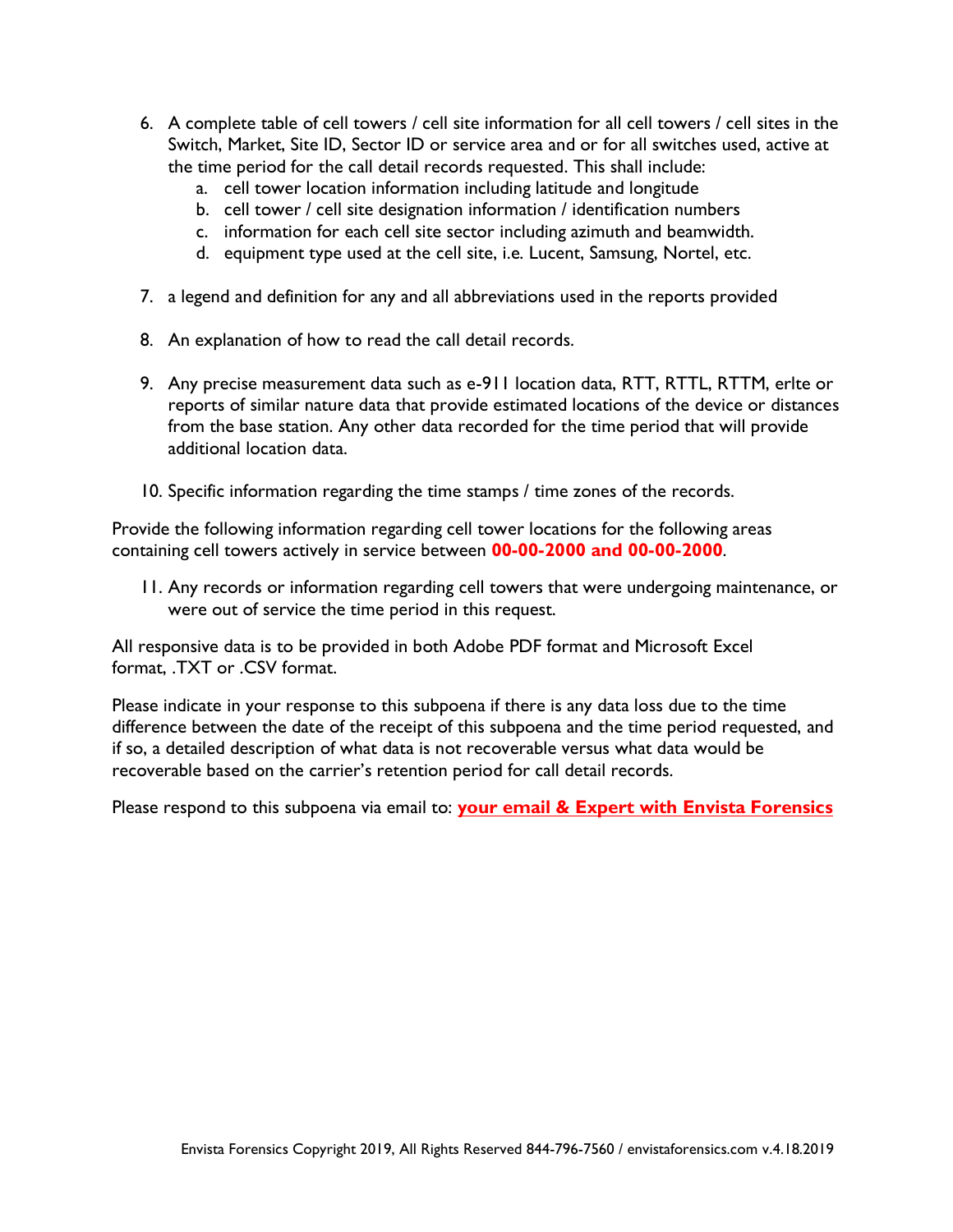6. A complete table of cell towers / cell site information for all cell towers / cell sites in the Switch, Market, Site ID, Sector ID or service area and or for all switches used, active at the time period for the call detail records requested. This shall include:
    a. cell tower location information including latitude and longitude
    b. cell tower / cell site designation information / identification numbers
    c. information for each cell site sector including azimuth and beamwidth.
    d. equipment type used at the cell site, i.e. Lucent, Samsung, Nortel, etc.

7. a legend and definition for any and all abbreviations used in the reports provided

8. An explanation of how to read the call detail records.

9. Any precise measurement data such as e-911 location data, RTT, RTTL, RTTM, erlte or reports of similar nature data that provide estimated locations of the device or distances from the base station. Any other data recorded for the time period that will provide additional location data.

10. Specific information regarding the time stamps / time zones of the records.

Provide the following information regarding cell tower locations for the following areas containing cell towers actively in service between **00-00-2000 and 00-00-2000**.

11. Any records or information regarding cell towers that were undergoing maintenance, or were out of service the time period in this request.

All responsive data is to be provided in both Adobe PDF format and Microsoft Excel format, .TXT or .CSV format.

Please indicate in your response to this subpoena if there is any data loss due to the time difference between the date of the receipt of this subpoena and the time period requested, and if so, a detailed description of what data is not recoverable versus what data would be recoverable based on the carrier's retention period for call detail records.

Please respond to this subpoena via email to: **your email & Expert with Envista Forensics**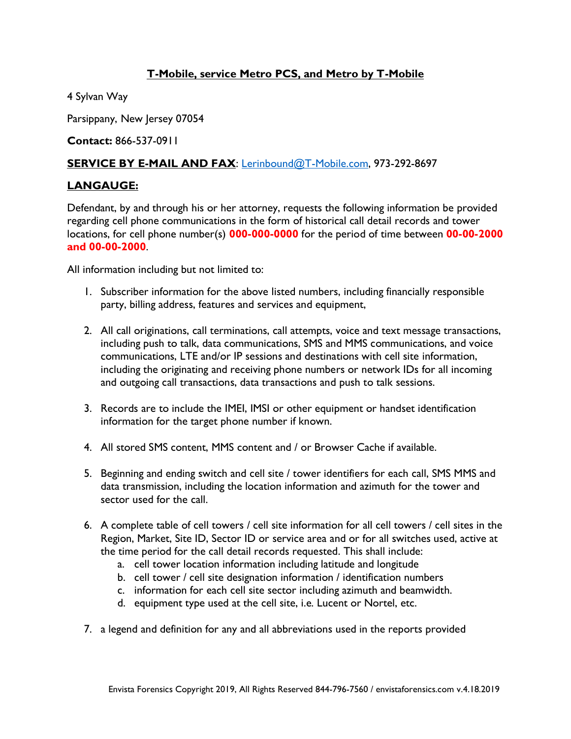**T-Mobile, service Metro PCS, and Metro by T-Mobile**

4 Sylvan Way

Parsippany, New Jersey 07054

**Contact:** 866-537-0911

**SERVICE BY E-MAIL AND FAX**: Lerinbound@T-Mobile.com, 973-292-8697

**LANGAUGE:**

Defendant, by and through his or her attorney, requests the following information be provided regarding cell phone communications in the form of historical call detail records and tower locations, for cell phone number(s) **000-000-0000** for the period of time between **00-00-2000 and 00-00-2000**.

All information including but not limited to:

1. Subscriber information for the above listed numbers, including financially responsible party, billing address, features and services and equipment,
2. All call originations, call terminations, call attempts, voice and text message transactions, including push to talk, data communications, SMS and MMS communications, and voice communications, LTE and/or IP sessions and destinations with cell site information, including the originating and receiving phone numbers or network IDs for all incoming and outgoing call transactions, data transactions and push to talk sessions.
3. Records are to include the IMEI, IMSI or other equipment or handset identification information for the target phone number if known.
4. All stored SMS content, MMS content and / or Browser Cache if available.
5. Beginning and ending switch and cell site / tower identifiers for each call, SMS MMS and data transmission, including the location information and azimuth for the tower and sector used for the call.
6. A complete table of cell towers / cell site information for all cell towers / cell sites in the Region, Market, Site ID, Sector ID or service area and or for all switches used, active at the time period for the call detail records requested. This shall include:
   a. cell tower location information including latitude and longitude
   b. cell tower / cell site designation information / identification numbers
   c. information for each cell site sector including azimuth and beamwidth.
   d. equipment type used at the cell site, i.e. Lucent or Nortel, etc.
7. a legend and definition for any and all abbreviations used in the reports provided

Envista Forensics Copyright 2019, All Rights Reserved 844-796-7560 / envistaforensics.com v.4.18.2019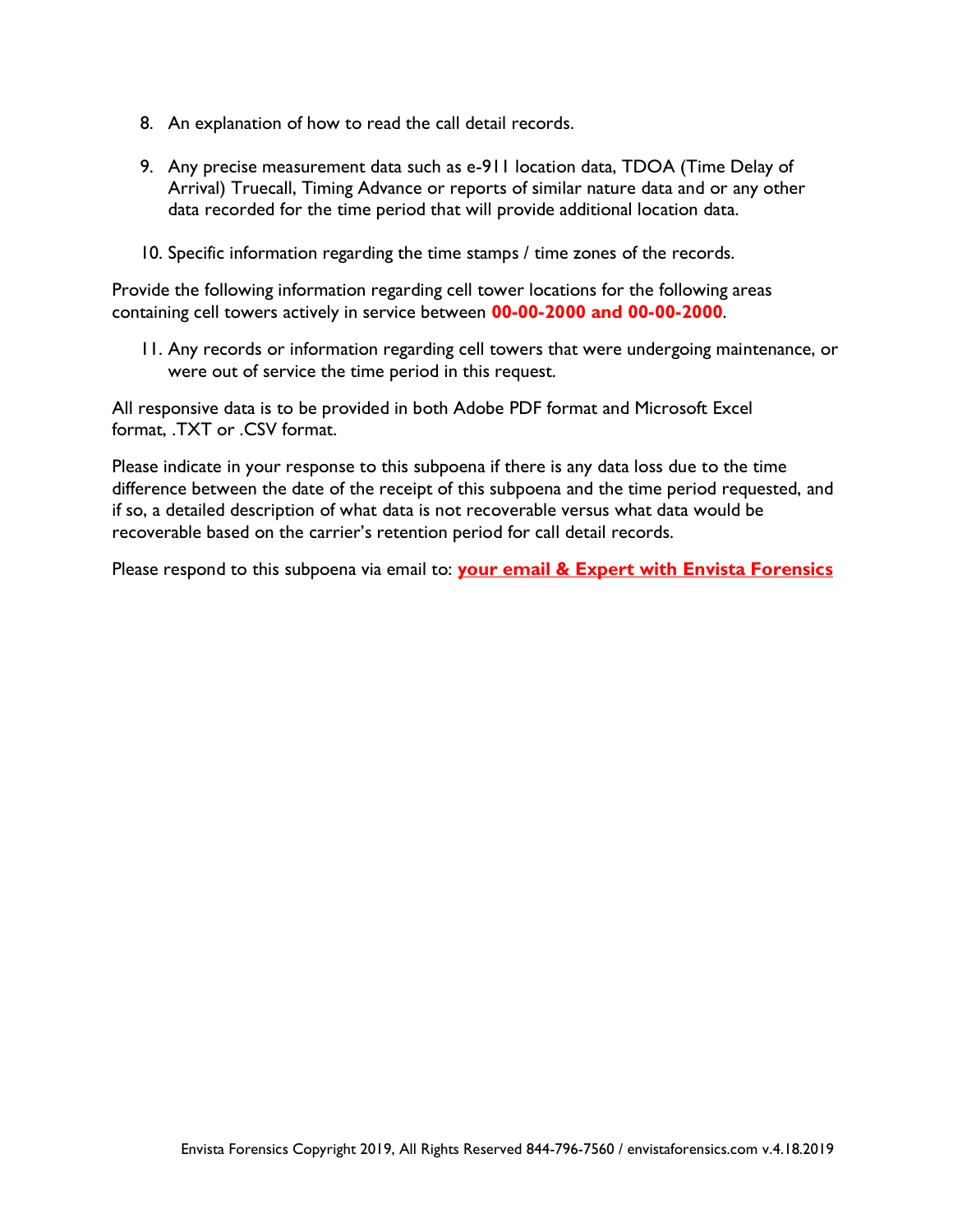8. An explanation of how to read the call detail records.

9. Any precise measurement data such as e-911 location data, TDOA (Time Delay of Arrival) Truecall, Timing Advance or reports of similar nature data and or any other data recorded for the time period that will provide additional location data.

10. Specific information regarding the time stamps / time zones of the records.

Provide the following information regarding cell tower locations for the following areas containing cell towers actively in service between **00-00-2000 and 00-00-2000**.

11. Any records or information regarding cell towers that were undergoing maintenance, or were out of service the time period in this request.

All responsive data is to be provided in both Adobe PDF format and Microsoft Excel format, .TXT or .CSV format.

Please indicate in your response to this subpoena if there is any data loss due to the time difference between the date of the receipt of this subpoena and the time period requested, and if so, a detailed description of what data is not recoverable versus what data would be recoverable based on the carrier's retention period for call detail records.

Please respond to this subpoena via email to: **your email & Expert with Envista Forensics**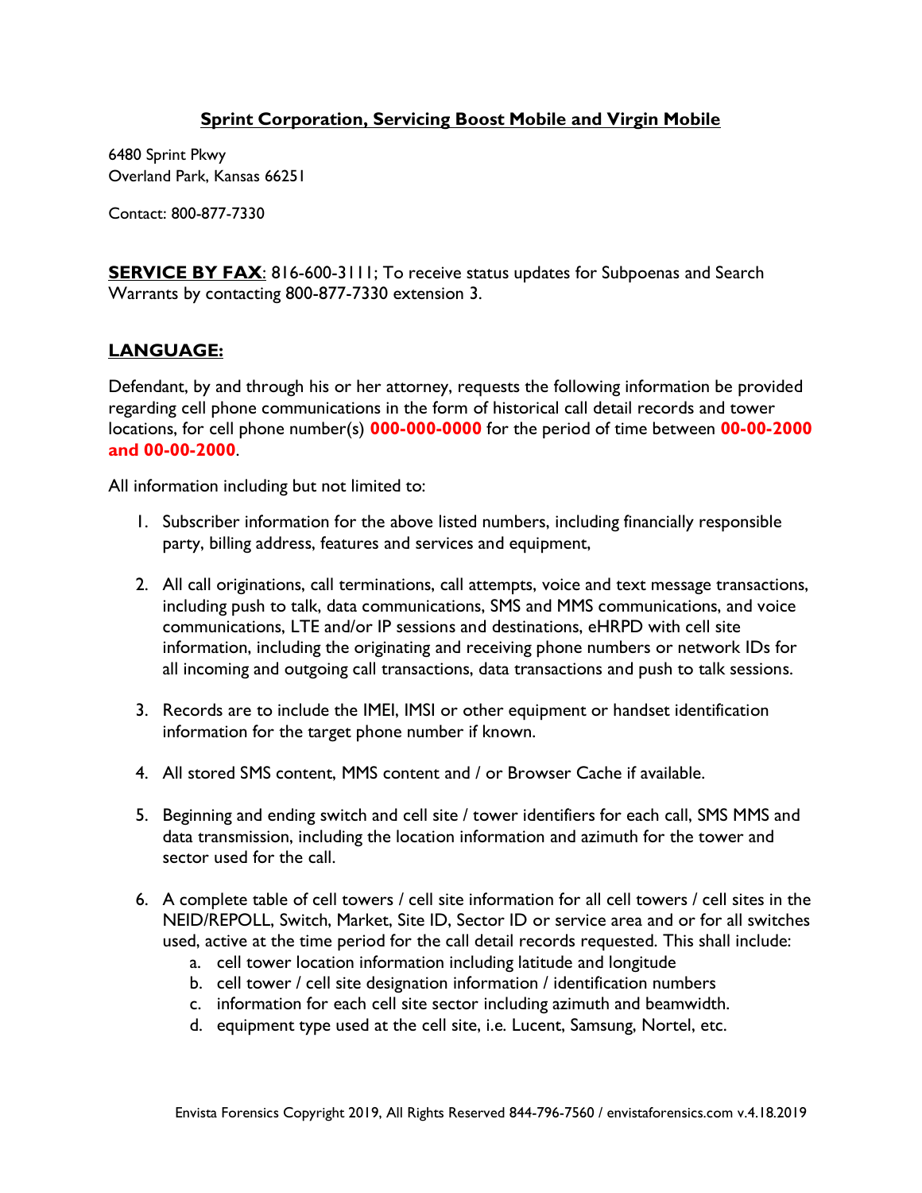## Sprint Corporation, Servicing Boost Mobile and Virgin Mobile

6480 Sprint Pkwy
Overland Park, Kansas 66251

Contact: 800-877-7330

**SERVICE BY FAX**: 816-600-3111; To receive status updates for Subpoenas and Search Warrants by contacting 800-877-7330 extension 3.

### LANGUAGE:

Defendant, by and through his or her attorney, requests the following information be provided regarding cell phone communications in the form of historical call detail records and tower locations, for cell phone number(s) **000-000-0000** for the period of time between **00-00-2000 and 00-00-2000**.

All information including but not limited to:

1. Subscriber information for the above listed numbers, including financially responsible party, billing address, features and services and equipment,

2. All call originations, call terminations, call attempts, voice and text message transactions, including push to talk, data communications, SMS and MMS communications, and voice communications, LTE and/or IP sessions and destinations, eHRPD with cell site information, including the originating and receiving phone numbers or network IDs for all incoming and outgoing call transactions, data transactions and push to talk sessions.

3. Records are to include the IMEI, IMSI or other equipment or handset identification information for the target phone number if known.

4. All stored SMS content, MMS content and / or Browser Cache if available.

5. Beginning and ending switch and cell site / tower identifiers for each call, SMS MMS and data transmission, including the location information and azimuth for the tower and sector used for the call.

6. A complete table of cell towers / cell site information for all cell towers / cell sites in the NEID/REPOLL, Switch, Market, Site ID, Sector ID or service area and or for all switches used, active at the time period for the call detail records requested. This shall include:
   a. cell tower location information including latitude and longitude
   b. cell tower / cell site designation information / identification numbers
   c. information for each cell site sector including azimuth and beamwidth.
   d. equipment type used at the cell site, i.e. Lucent, Samsung, Nortel, etc.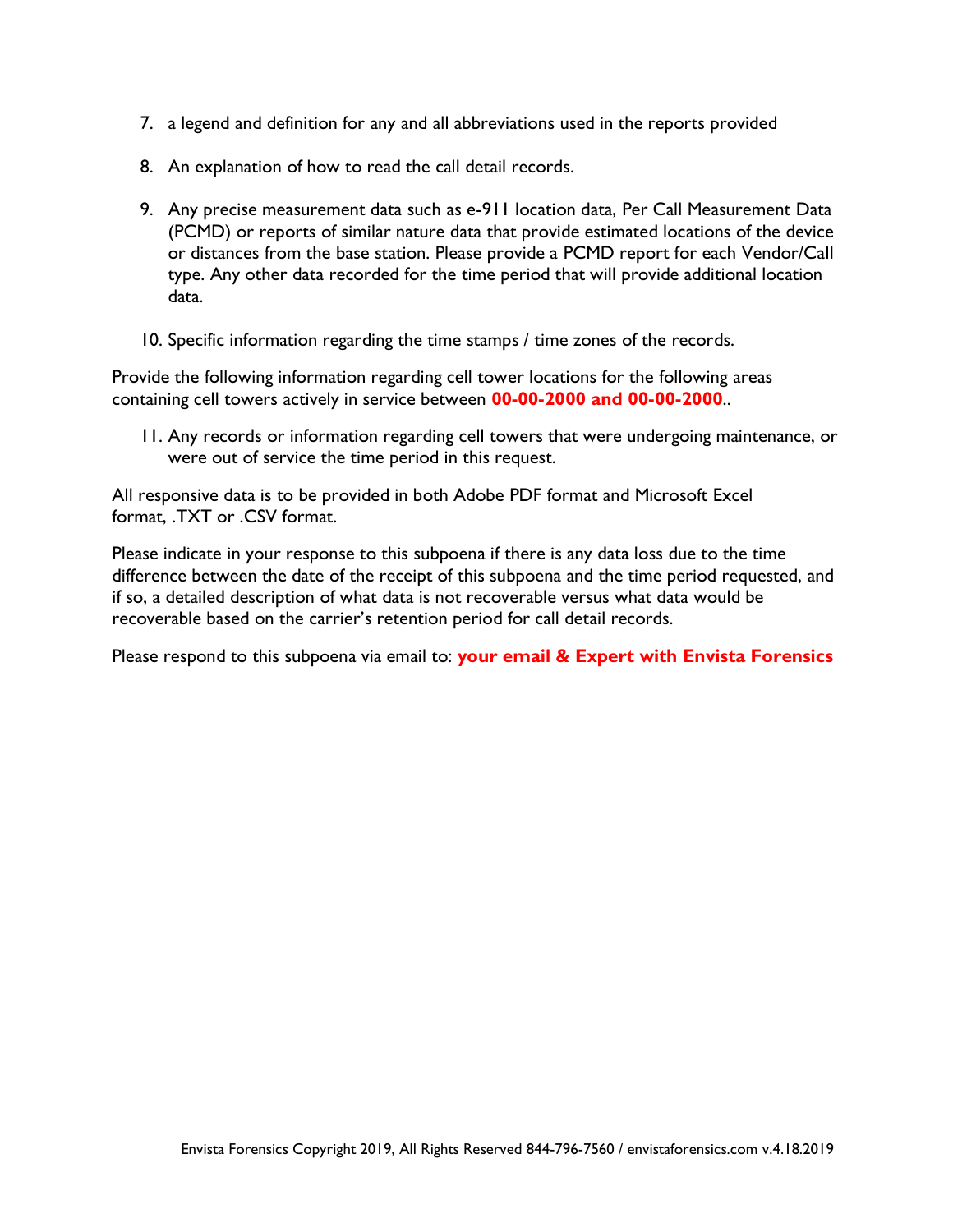7. a legend and definition for any and all abbreviations used in the reports provided

8. An explanation of how to read the call detail records.

9. Any precise measurement data such as e-911 location data, Per Call Measurement Data (PCMD) or reports of similar nature data that provide estimated locations of the device or distances from the base station. Please provide a PCMD report for each Vendor/Call type. Any other data recorded for the time period that will provide additional location data.

10. Specific information regarding the time stamps / time zones of the records.

Provide the following information regarding cell tower locations for the following areas containing cell towers actively in service between **00-00-2000 and 00-00-2000**..

11. Any records or information regarding cell towers that were undergoing maintenance, or were out of service the time period in this request.

All responsive data is to be provided in both Adobe PDF format and Microsoft Excel format, .TXT or .CSV format.

Please indicate in your response to this subpoena if there is any data loss due to the time difference between the date of the receipt of this subpoena and the time period requested, and if so, a detailed description of what data is not recoverable versus what data would be recoverable based on the carrier's retention period for call detail records.

Please respond to this subpoena via email to: **your email & Expert with Envista Forensics**

Envista Forensics Copyright 2019, All Rights Reserved 844-796-7560 / envistaforensics.com v.4.18.2019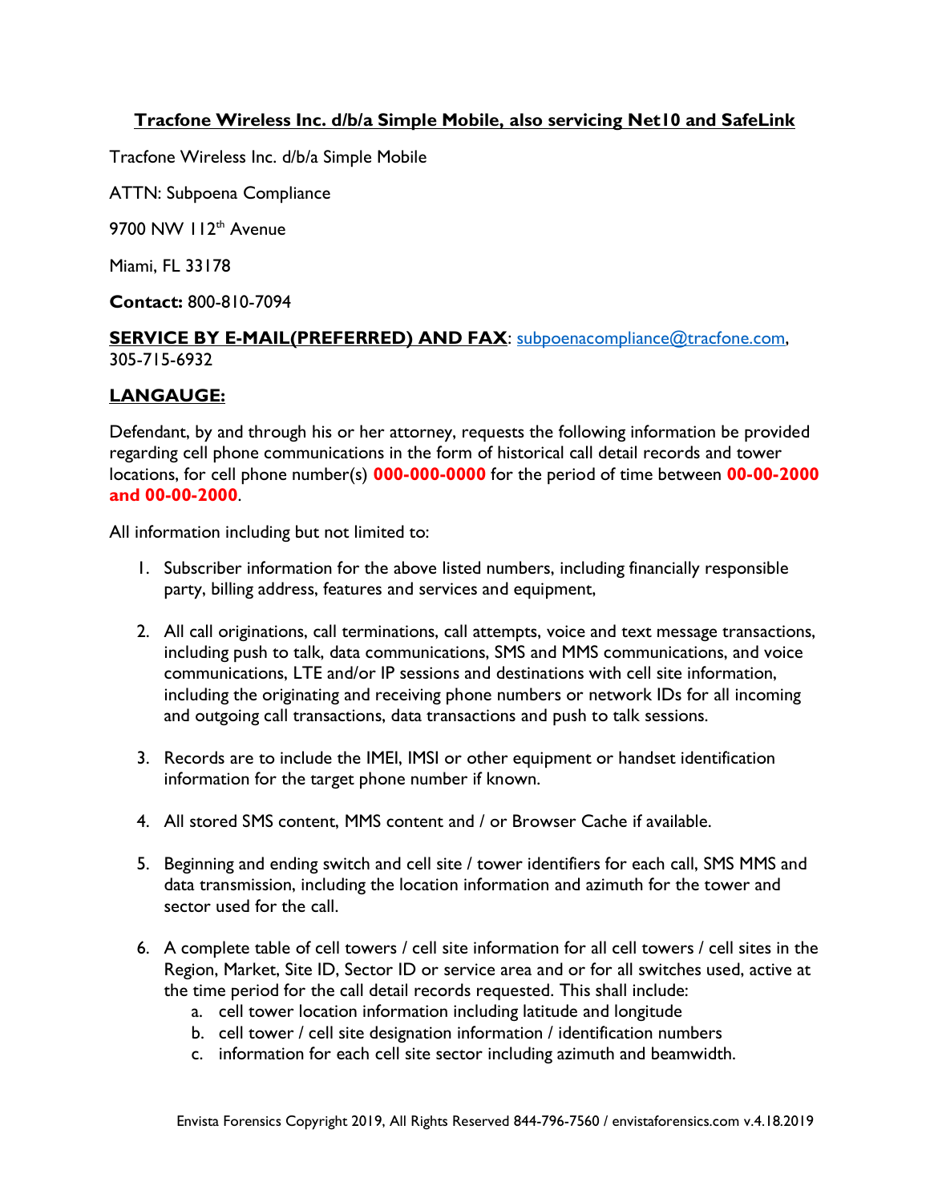**<u>Tracfone Wireless Inc. d/b/a Simple Mobile, also servicing Net10 and SafeLink</u>**

Tracfone Wireless Inc. d/b/a Simple Mobile

ATTN: Subpoena Compliance

9700 NW 112th Avenue

Miami, FL 33178

**Contact:** 800-810-7094

**<u>SERVICE BY E-MAIL(PREFERRED) AND FAX</u>**: subpoenacompliance@tracfone.com, 305-715-6932

**<u>LANGAUGE:</u>**

Defendant, by and through his or her attorney, requests the following information be provided regarding cell phone communications in the form of historical call detail records and tower locations, for cell phone number(s) **000-000-0000** for the period of time between **00-00-2000 and 00-00-2000**.

All information including but not limited to:

1. Subscriber information for the above listed numbers, including financially responsible party, billing address, features and services and equipment,

2. All call originations, call terminations, call attempts, voice and text message transactions, including push to talk, data communications, SMS and MMS communications, and voice communications, LTE and/or IP sessions and destinations with cell site information, including the originating and receiving phone numbers or network IDs for all incoming and outgoing call transactions, data transactions and push to talk sessions.

3. Records are to include the IMEI, IMSI or other equipment or handset identification information for the target phone number if known.

4. All stored SMS content, MMS content and / or Browser Cache if available.

5. Beginning and ending switch and cell site / tower identifiers for each call, SMS MMS and data transmission, including the location information and azimuth for the tower and sector used for the call.

6. A complete table of cell towers / cell site information for all cell towers / cell sites in the Region, Market, Site ID, Sector ID or service area and or for all switches used, active at the time period for the call detail records requested. This shall include:
   a. cell tower location information including latitude and longitude
   b. cell tower / cell site designation information / identification numbers
   c. information for each cell site sector including azimuth and beamwidth.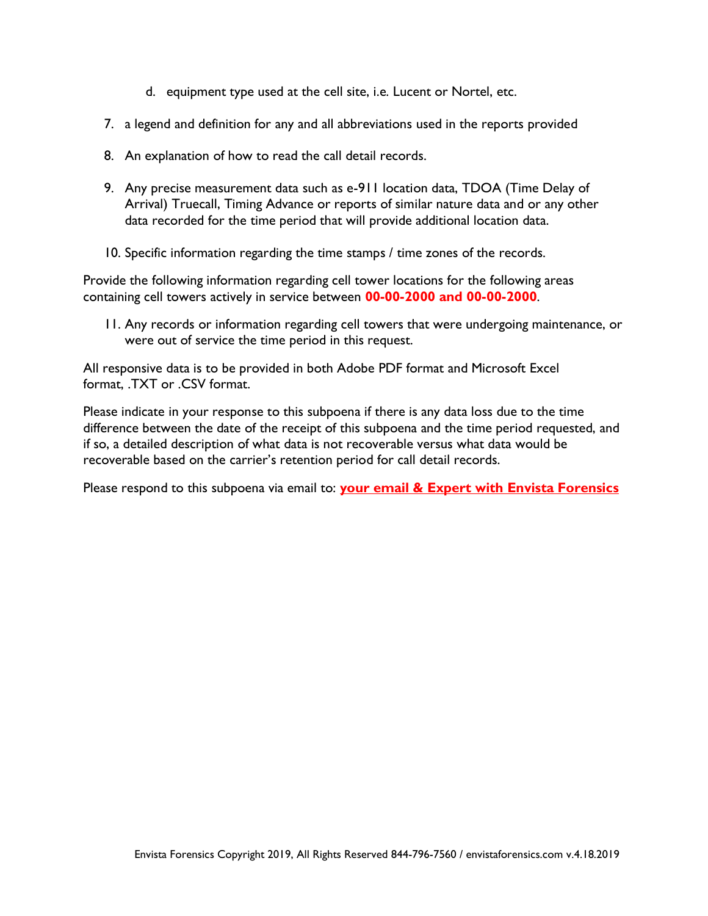d. equipment type used at the cell site, i.e. Lucent or Nortel, etc.

7. a legend and definition for any and all abbreviations used in the reports provided

8. An explanation of how to read the call detail records.

9. Any precise measurement data such as e-911 location data, TDOA (Time Delay of Arrival) Truecall, Timing Advance or reports of similar nature data and or any other data recorded for the time period that will provide additional location data.

10. Specific information regarding the time stamps / time zones of the records.

Provide the following information regarding cell tower locations for the following areas containing cell towers actively in service between **00-00-2000 and 00-00-2000**.

11. Any records or information regarding cell towers that were undergoing maintenance, or were out of service the time period in this request.

All responsive data is to be provided in both Adobe PDF format and Microsoft Excel format, .TXT or .CSV format.

Please indicate in your response to this subpoena if there is any data loss due to the time difference between the date of the receipt of this subpoena and the time period requested, and if so, a detailed description of what data is not recoverable versus what data would be recoverable based on the carrier's retention period for call detail records.

Please respond to this subpoena via email to: **your email & Expert with Envista Forensics**

Envista Forensics Copyright 2019, All Rights Reserved 844-796-7560 / envistaforensics.com v.4.18.2019